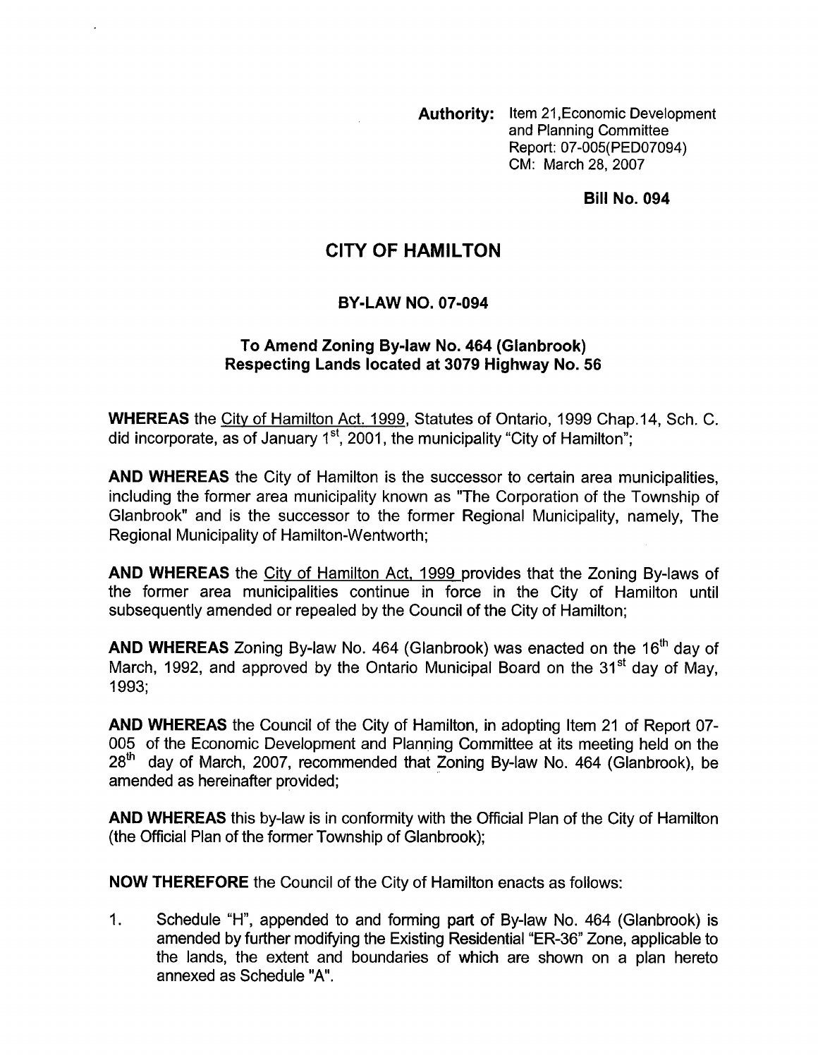**Authority:** Item 21,Economic Development and Planning Committee
Report: 07-005(PED07094)
CM: March 28, 2007

**Bill No. 094**

# CITY OF HAMILTON

## BY-LAW NO. 07-094

### To Amend Zoning By-law No. 464 (Glanbrook) Respecting Lands located at 3079 Highway No. 56

**WHEREAS** the City of Hamilton Act. 1999, Statutes of Ontario, 1999 Chap.14, Sch. C. did incorporate, as of January 1st, 2001, the municipality "City of Hamilton";

**AND WHEREAS** the City of Hamilton is the successor to certain area municipalities, including the former area municipality known as "The Corporation of the Township of Glanbrook" and is the successor to the former Regional Municipality, namely, The Regional Municipality of Hamilton-Wentworth;

**AND WHEREAS** the City of Hamilton Act. 1999 provides that the Zoning By-laws of the former area municipalities continue in force in the City of Hamilton until subsequently amended or repealed by the Council of the City of Hamilton;

**AND WHEREAS** Zoning By-law No. 464 (Glanbrook) was enacted on the 16th day of March, 1992, and approved by the Ontario Municipal Board on the 31st day of May, 1993;

**AND WHEREAS** the Council of the City of Hamilton, in adopting Item 21 of Report 07-005 of the Economic Development and Planning Committee at its meeting held on the 28th day of March, 2007, recommended that Zoning By-law No. 464 (Glanbrook), be amended as hereinafter provided;

**AND WHEREAS** this by-law is in conformity with the Official Plan of the City of Hamilton (the Official Plan of the former Township of Glanbrook);

**NOW THEREFORE** the Council of the City of Hamilton enacts as follows:

1. Schedule "H", appended to and forming part of By-law No. 464 (Glanbrook) is amended by further modifying the Existing Residential "ER-36" Zone, applicable to the lands, the extent and boundaries of which are shown on a plan hereto annexed as Schedule "A".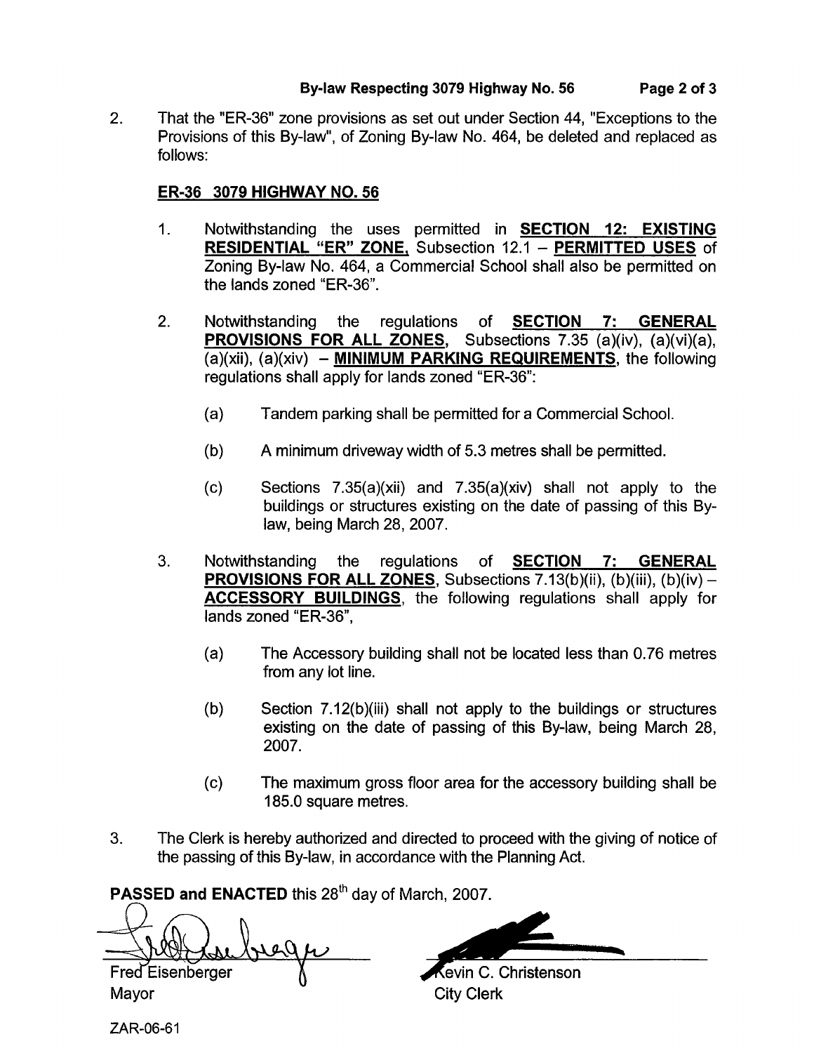2. That the "ER-36" zone provisions as set out under Section 44, "Exceptions to the Provisions of this By-law", of Zoning By-law No. 464, be deleted and replaced as follows:

**ER-36 3079 HIGHWAY NO. 56**

1. Notwithstanding the uses permitted in **SECTION 12: EXISTING RESIDENTIAL "ER" ZONE,** Subsection 12.1 – **PERMITTED USES** of Zoning By-law No. 464, a Commercial School shall also be permitted on the lands zoned "ER-36".

2. Notwithstanding the regulations of **SECTION 7: GENERAL PROVISIONS FOR ALL ZONES,** Subsections 7.35 (a)(iv), (a)(vi)(a), (a)(xii), (a)(xiv) – **MINIMUM PARKING REQUIREMENTS**, the following regulations shall apply for lands zoned "ER-36":

   (a) Tandem parking shall be permitted for a Commercial School.

   (b) A minimum driveway width of 5.3 metres shall be permitted.

   (c) Sections 7.35(a)(xii) and 7.35(a)(xiv) shall not apply to the buildings or structures existing on the date of passing of this By-law, being March 28, 2007.

3. Notwithstanding the regulations of **SECTION 7: GENERAL PROVISIONS FOR ALL ZONES**, Subsections 7.13(b)(ii), (b)(iii), (b)(iv) – **ACCESSORY BUILDINGS**, the following regulations shall apply for lands zoned "ER-36",

   (a) The Accessory building shall not be located less than 0.76 metres from any lot line.

   (b) Section 7.12(b)(iii) shall not apply to the buildings or structures existing on the date of passing of this By-law, being March 28, 2007.

   (c) The maximum gross floor area for the accessory building shall be 185.0 square metres.

3. The Clerk is hereby authorized and directed to proceed with the giving of notice of the passing of this By-law, in accordance with the Planning Act.

**PASSED and ENACTED** this 28th day of March, 2007.

Fred Eisenberger
Mayor

Kevin C. Christenson
City Clerk

ZAR-06-61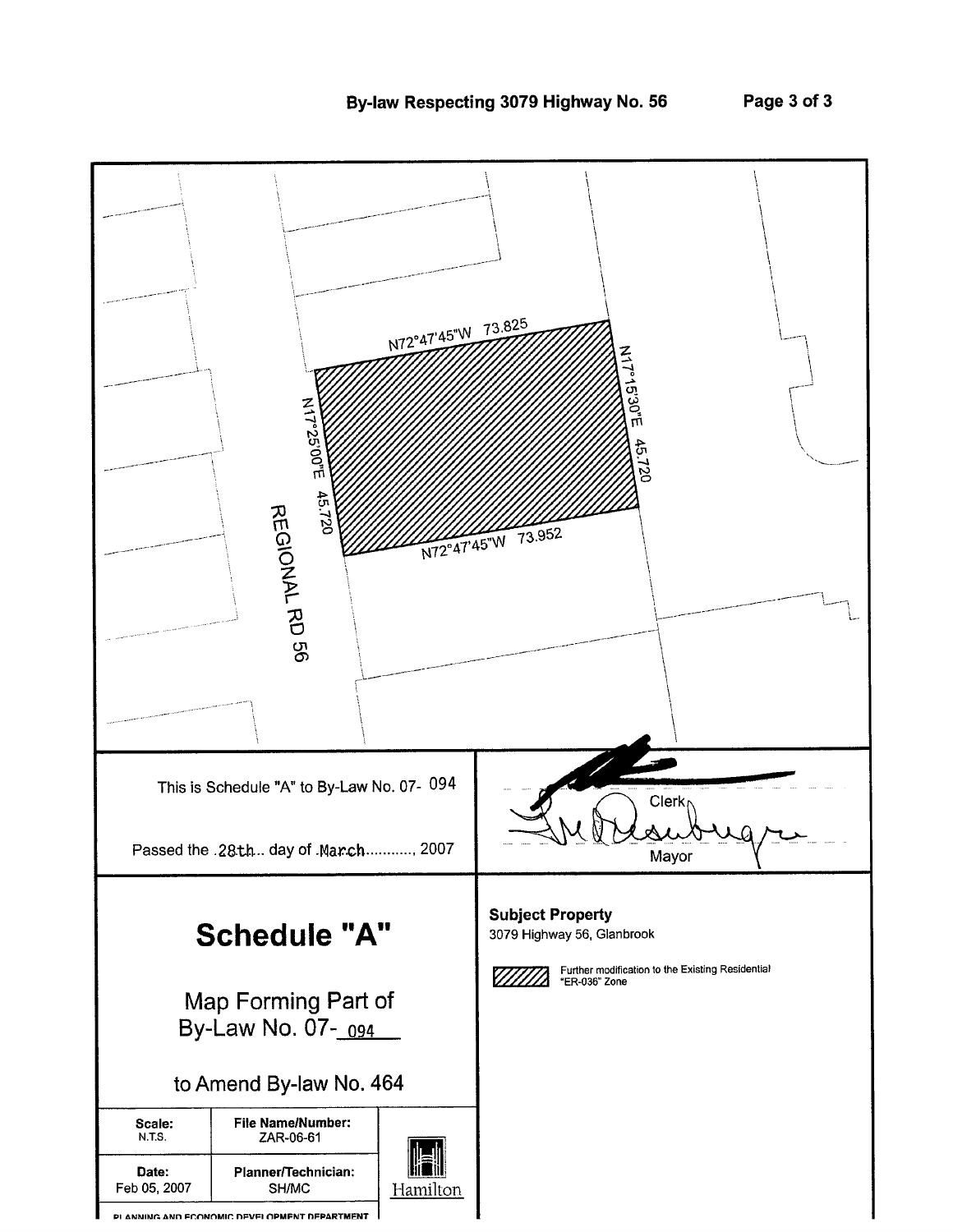N72°47'45"W 73.825

N17°15'30"E 45.720

N17°25'00"E 45.720

N72°47'45"W 73.952

REGIONAL RD 56

This is Schedule "A" to By-Law No. 07- 094

Passed the .28th... day of .March..........., 2007

Clerk

Mayor

# Schedule "A"

Map Forming Part of
By-Law No. 07-094

to Amend By-law No. 464

**Subject Property**
3079 Highway 56, Glanbrook

Further modification to the Existing Residential "ER-036" Zone

| Scale: | File Name/Number: |
|---|---|
| N.T.S. | ZAR-06-61 |
| **Date:** | **Planner/Technician:** |
| Feb 05, 2007 | SH/MC |

Hamilton

PLANNING AND ECONOMIC DEVELOPMENT DEPARTMENT